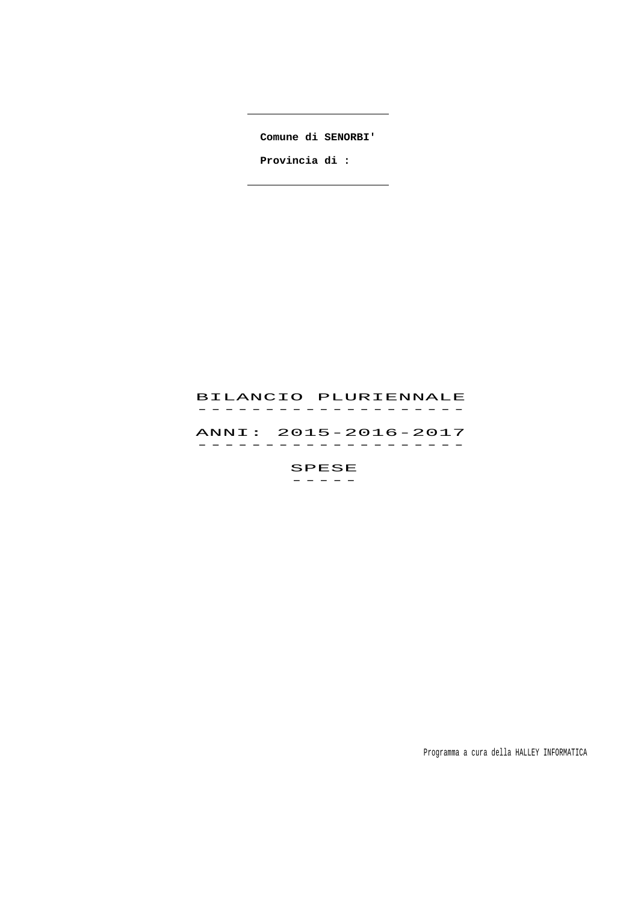**Comune di SENORBI'**

**Provincia di :**

# BILANCIO PLURIENNALE

## ANNI: 2015-2016-2017

## SPESE

Programma a cura della HALLEY INFORMATICA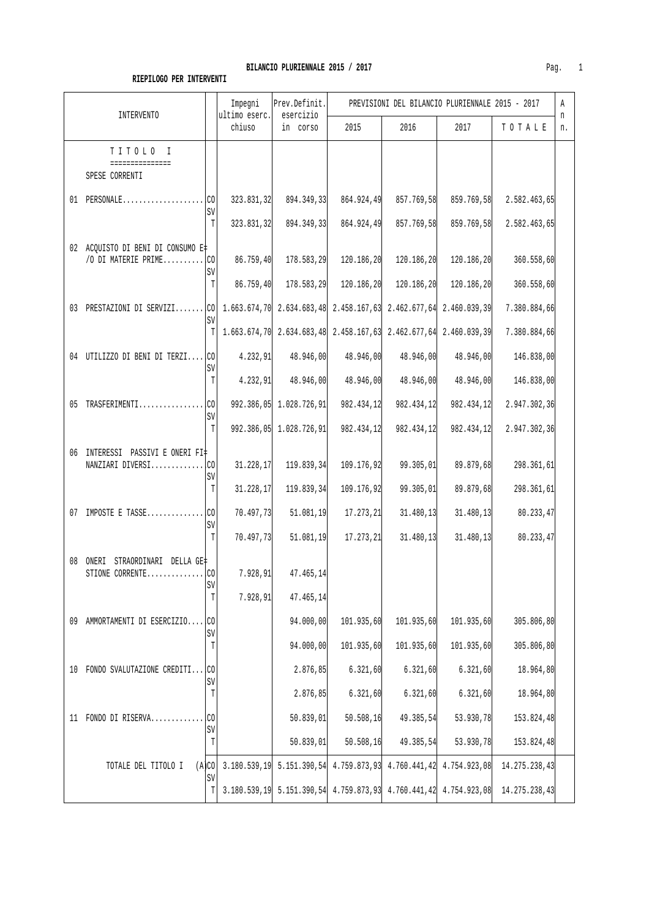**BILANCIO PLURIENNALE 2015 / 2017**

**RIEPILOGO PER INTERVENTI**

| INTERVENTO | | Impegni ultimo eserc. chiuso | Prev.Definit. esercizio in corso | PREVISIONI DEL BILANCIO PLURIENNALE 2015 - 2017 | | | | An n. |
|---|---|---|---|---|---|---|---|---|
| | | | | 2015 | 2016 | 2017 | T O T A L E | |
| T I T O L O I<br>===============<br>SPESE CORRENTI | | | | | | | | |
| 01 PERSONALE.................... | CO | 323.831,32 | 894.349,33 | 864.924,49 | 857.769,58 | 859.769,58 | 2.582.463,65 | |
| | SV | | | | | | | |
| | T | 323.831,32 | 894.349,33 | 864.924,49 | 857.769,58 | 859.769,58 | 2.582.463,65 | |
| 02 ACQUISTO DI BENI DI CONSUMO E÷ /O DI MATERIE PRIME.......... | CO | 86.759,40 | 178.583,29 | 120.186,20 | 120.186,20 | 120.186,20 | 360.558,60 | |
| | SV | | | | | | | |
| | T | 86.759,40 | 178.583,29 | 120.186,20 | 120.186,20 | 120.186,20 | 360.558,60 | |
| 03 PRESTAZIONI DI SERVIZI....... | CO | 1.663.674,70 | 2.634.683,48 | 2.458.167,63 | 2.462.677,64 | 2.460.039,39 | 7.380.884,66 | |
| | SV | | | | | | | |
| | T | 1.663.674,70 | 2.634.683,48 | 2.458.167,63 | 2.462.677,64 | 2.460.039,39 | 7.380.884,66 | |
| 04 UTILIZZO DI BENI DI TERZI.... | CO | 4.232,91 | 48.946,00 | 48.946,00 | 48.946,00 | 48.946,00 | 146.838,00 | |
| | SV | | | | | | | |
| | T | 4.232,91 | 48.946,00 | 48.946,00 | 48.946,00 | 48.946,00 | 146.838,00 | |
| 05 TRASFERIMENTI................ | CO | 992.386,05 | 1.028.726,91 | 982.434,12 | 982.434,12 | 982.434,12 | 2.947.302,36 | |
| | SV | | | | | | | |
| | T | 992.386,05 | 1.028.726,91 | 982.434,12 | 982.434,12 | 982.434,12 | 2.947.302,36 | |
| 06 INTERESSI PASSIVI E ONERI FI÷ NANZIARI DIVERSI............. | CO | 31.228,17 | 119.839,34 | 109.176,92 | 99.305,01 | 89.879,68 | 298.361,61 | |
| | SV | | | | | | | |
| | T | 31.228,17 | 119.839,34 | 109.176,92 | 99.305,01 | 89.879,68 | 298.361,61 | |
| 07 IMPOSTE E TASSE.............. | CO | 70.497,73 | 51.081,19 | 17.273,21 | 31.480,13 | 31.480,13 | 80.233,47 | |
| | SV | | | | | | | |
| | T | 70.497,73 | 51.081,19 | 17.273,21 | 31.480,13 | 31.480,13 | 80.233,47 | |
| 08 ONERI STRAORDINARI DELLA GE÷ STIONE CORRENTE.............. | CO | 7.928,91 | 47.465,14 | | | | | |
| | SV | | | | | | | |
| | T | 7.928,91 | 47.465,14 | | | | | |
| 09 AMMORTAMENTI DI ESERCIZIO.... | CO | | 94.000,00 | 101.935,60 | 101.935,60 | 101.935,60 | 305.806,80 | |
| | SV | | | | | | | |
| | T | | 94.000,00 | 101.935,60 | 101.935,60 | 101.935,60 | 305.806,80 | |
| 10 FONDO SVALUTAZIONE CREDITI... | CO | | 2.876,85 | 6.321,60 | 6.321,60 | 6.321,60 | 18.964,80 | |
| | SV | | | | | | | |
| | T | | 2.876,85 | 6.321,60 | 6.321,60 | 6.321,60 | 18.964,80 | |
| 11 FONDO DI RISERVA............. | CO | | 50.839,01 | 50.508,16 | 49.385,54 | 53.930,78 | 153.824,48 | |
| | SV | | | | | | | |
| | T | | 50.839,01 | 50.508,16 | 49.385,54 | 53.930,78 | 153.824,48 | |
| TOTALE DEL TITOLO I (A) | CO | 3.180.539,19 | 5.151.390,54 | 4.759.873,93 | 4.760.441,42 | 4.754.923,08 | 14.275.238,43 | |
| | SV | | | | | | | |
| | T | 3.180.539,19 | 5.151.390,54 | 4.759.873,93 | 4.760.441,42 | 4.754.923,08 | 14.275.238,43 | |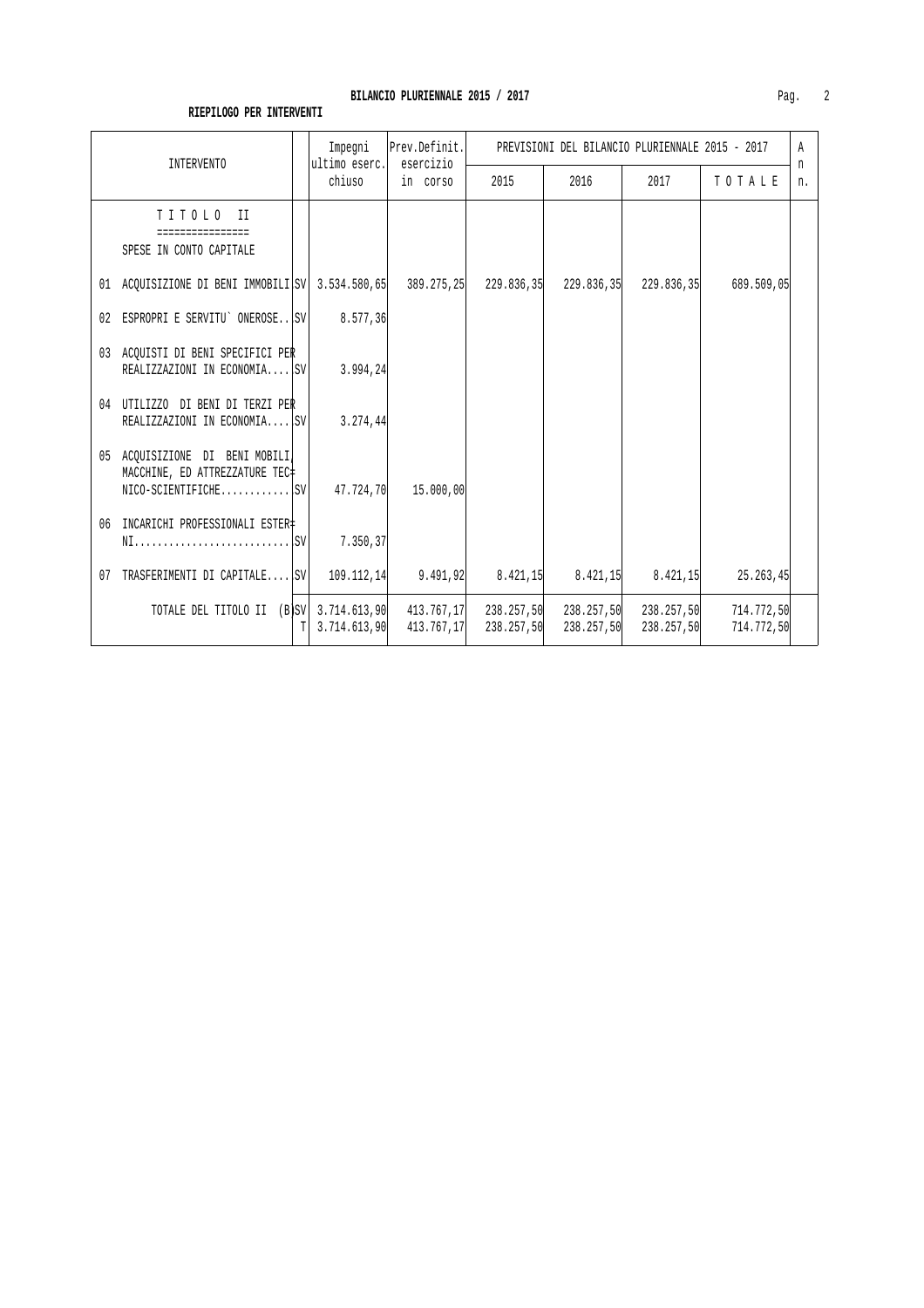**BILANCIO PLURIENNALE 2015 / 2017**

**RIEPILOGO PER INTERVENTI**

| INTERVENTO | | Impegni ultimo eserc. chiuso | Prev.Definit. esercizio in corso | PREVISIONI DEL BILANCIO PLURIENNALE 2015 - 2017 | | | | A n n. |
|---|---|---|---|---|---|---|---|---|
| | | | | 2015 | 2016 | 2017 | T O T A L E | |
| T I T O L O II<br>================<br>SPESE IN CONTO CAPITALE | | | | | | | | |
| 01 ACQUISIZIONE DI BENI IMMOBILI | SV | 3.534.580,65 | 389.275,25 | 229.836,35 | 229.836,35 | 229.836,35 | 689.509,05 | |
| 02 ESPROPRI E SERVITU` ONEROSE.. | SV | 8.577,36 | | | | | | |
| 03 ACQUISTI DI BENI SPECIFICI PER REALIZZAZIONI IN ECONOMIA.... | SV | 3.994,24 | | | | | | |
| 04 UTILIZZO DI BENI DI TERZI PER REALIZZAZIONI IN ECONOMIA.... | SV | 3.274,44 | | | | | | |
| 05 ACQUISIZIONE DI BENI MOBILI, MACCHINE, ED ATTREZZATURE TEC= NICO-SCIENTIFICHE............ | SV | 47.724,70 | 15.000,00 | | | | | |
| 06 INCARICHI PROFESSIONALI ESTER= NI........................... | SV | 7.350,37 | | | | | | |
| 07 TRASFERIMENTI DI CAPITALE.... | SV | 109.112,14 | 9.491,92 | 8.421,15 | 8.421,15 | 8.421,15 | 25.263,45 | |
| TOTALE DEL TITOLO II (B) | SV | 3.714.613,90 | 413.767,17 | 238.257,50 | 238.257,50 | 238.257,50 | 714.772,50 | |
| | T | 3.714.613,90 | 413.767,17 | 238.257,50 | 238.257,50 | 238.257,50 | 714.772,50 | |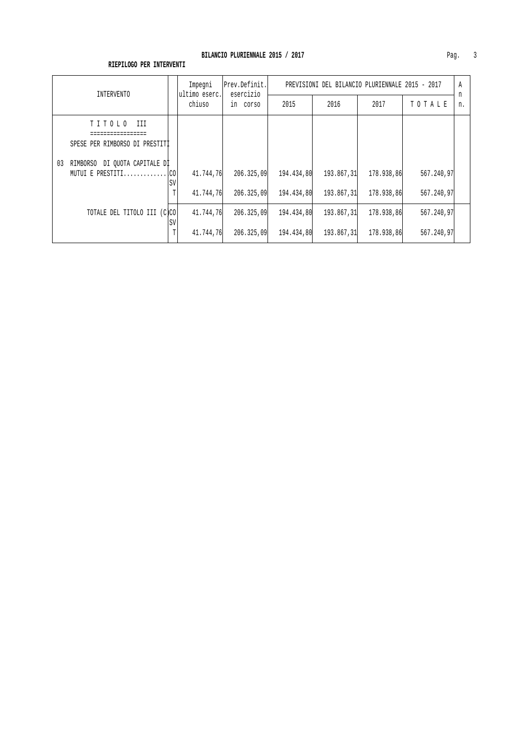**BILANCIO PLURIENNALE 2015 / 2017**

**RIEPILOGO PER INTERVENTI**

| INTERVENTO | | Impegni ultimo eserc. chiuso | Prev.Definit. esercizio in corso | PREVISIONI DEL BILANCIO PLURIENNALE 2015 - 2017 | | | | An n. |
|---|---|---|---|---|---|---|---|---|
| | | | | 2015 | 2016 | 2017 | T O T A L E | |
| T I T O L O III<br>=================<br>SPESE PER RIMBORSO DI PRESTITI | | | | | | | | |
| 03 RIMBORSO DI QUOTA CAPITALE DI MUTUI E PRESTITI............. | CO | 41.744,76 | 206.325,09 | 194.434,80 | 193.867,31 | 178.938,86 | 567.240,97 | |
| | SV | | | | | | | |
| | T | 41.744,76 | 206.325,09 | 194.434,80 | 193.867,31 | 178.938,86 | 567.240,97 | |
| TOTALE DEL TITOLO III (C | CO | 41.744,76 | 206.325,09 | 194.434,80 | 193.867,31 | 178.938,86 | 567.240,97 | |
| | SV | | | | | | | |
| | T | 41.744,76 | 206.325,09 | 194.434,80 | 193.867,31 | 178.938,86 | 567.240,97 | |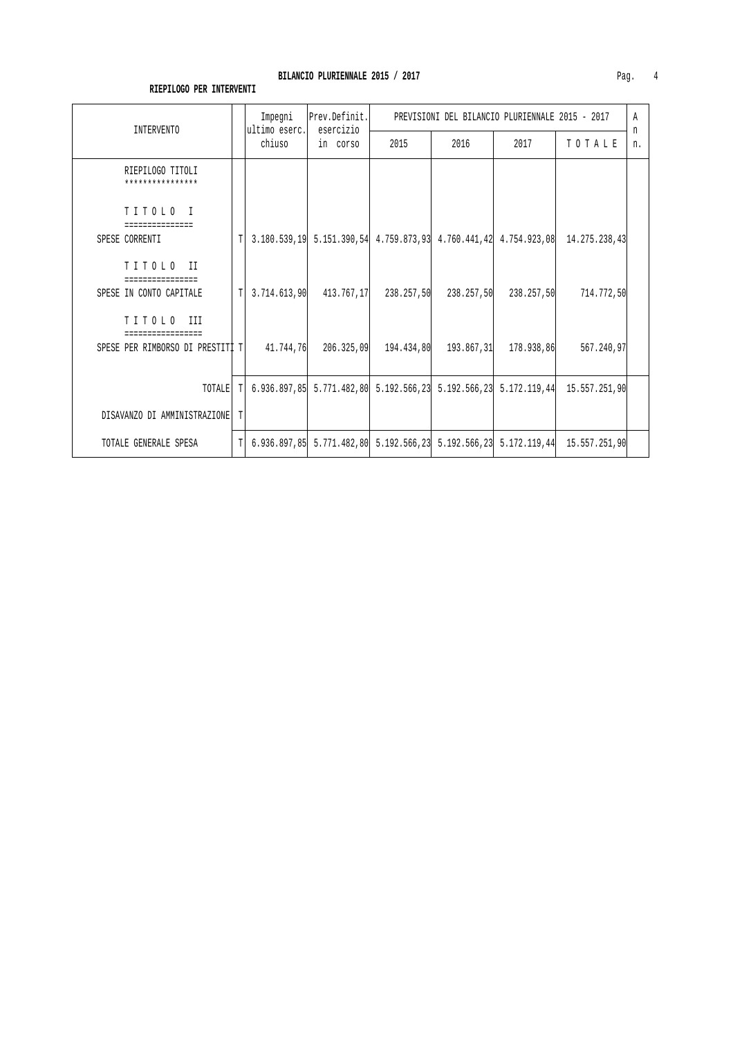**BILANCIO PLURIENNALE 2015 / 2017**

**RIEPILOGO PER INTERVENTI**

| INTERVENTO | | Impegni ultimo eserc. chiuso | Prev.Definit. esercizio in corso | PREVISIONI DEL BILANCIO PLURIENNALE 2015 - 2017 | | | | Ann. |
|---|---|---|---|---|---|---|---|---|
| | | | | 2015 | 2016 | 2017 | T O T A L E | |
| RIEPILOGO TITOLI *************** | | | | | | | | |
| T I T O L O I =============== | | | | | | | | |
| SPESE CORRENTI | T | 3.180.539,19 | 5.151.390,54 | 4.759.873,93 | 4.760.441,42 | 4.754.923,08 | 14.275.238,43 | |
| T I T O L O II ================ | | | | | | | | |
| SPESE IN CONTO CAPITALE | T | 3.714.613,90 | 413.767,17 | 238.257,50 | 238.257,50 | 238.257,50 | 714.772,50 | |
| T I T O L O III ================= | | | | | | | | |
| SPESE PER RIMBORSO DI PRESTITI | T | 41.744,76 | 206.325,09 | 194.434,80 | 193.867,31 | 178.938,86 | 567.240,97 | |
| TOTALE | T | 6.936.897,85 | 5.771.482,80 | 5.192.566,23 | 5.192.566,23 | 5.172.119,44 | 15.557.251,90 | |
| DISAVANZO DI AMMINISTRAZIONE | T | | | | | | | |
| TOTALE GENERALE SPESA | T | 6.936.897,85 | 5.771.482,80 | 5.192.566,23 | 5.192.566,23 | 5.172.119,44 | 15.557.251,90 | |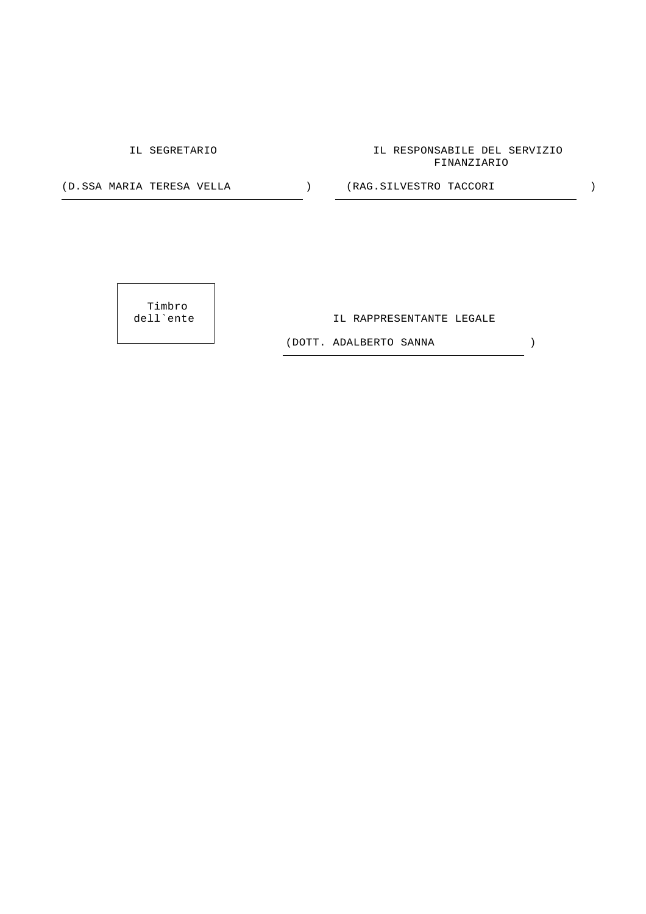IL SEGRETARIO

(D.SSA MARIA TERESA VELLA )

IL RESPONSABILE DEL SERVIZIO FINANZIARIO

(RAG.SILVESTRO TACCORI )

Timbro dell`ente

IL RAPPRESENTANTE LEGALE

(DOTT. ADALBERTO SANNA )